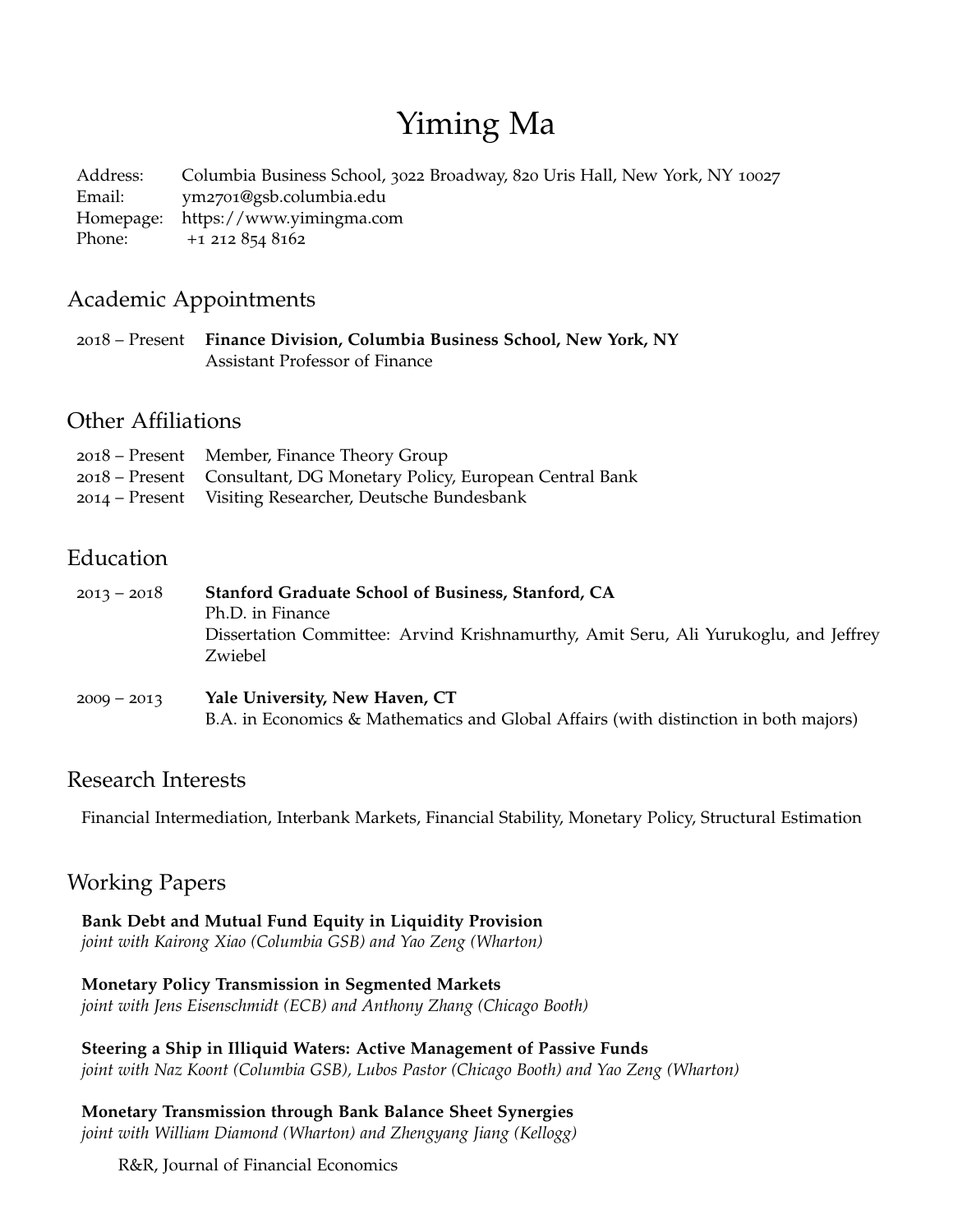# Yiming Ma

| | |
|---|---|
| Address: | Columbia Business School, 3022 Broadway, 820 Uris Hall, New York, NY 10027 |
| Email: | ym2701@gsb.columbia.edu |
| Homepage: | https://www.yimingma.com |
| Phone: | +1 212 854 8162 |

## Academic Appointments

2018 – Present **Finance Division, Columbia Business School, New York, NY**
Assistant Professor of Finance

## Other Affiliations

2018 – Present Member, Finance Theory Group
2018 – Present Consultant, DG Monetary Policy, European Central Bank
2014 – Present Visiting Researcher, Deutsche Bundesbank

## Education

2013 – 2018 **Stanford Graduate School of Business, Stanford, CA**
Ph.D. in Finance
Dissertation Committee: Arvind Krishnamurthy, Amit Seru, Ali Yurukoglu, and Jeffrey Zwiebel

2009 – 2013 **Yale University, New Haven, CT**
B.A. in Economics & Mathematics and Global Affairs (with distinction in both majors)

## Research Interests

Financial Intermediation, Interbank Markets, Financial Stability, Monetary Policy, Structural Estimation

## Working Papers

**Bank Debt and Mutual Fund Equity in Liquidity Provision**
*joint with Kairong Xiao (Columbia GSB) and Yao Zeng (Wharton)*

**Monetary Policy Transmission in Segmented Markets**
*joint with Jens Eisenschmidt (ECB) and Anthony Zhang (Chicago Booth)*

**Steering a Ship in Illiquid Waters: Active Management of Passive Funds**
*joint with Naz Koont (Columbia GSB), Lubos Pastor (Chicago Booth) and Yao Zeng (Wharton)*

**Monetary Transmission through Bank Balance Sheet Synergies**
*joint with William Diamond (Wharton) and Zhengyang Jiang (Kellogg)*

R&R, Journal of Financial Economics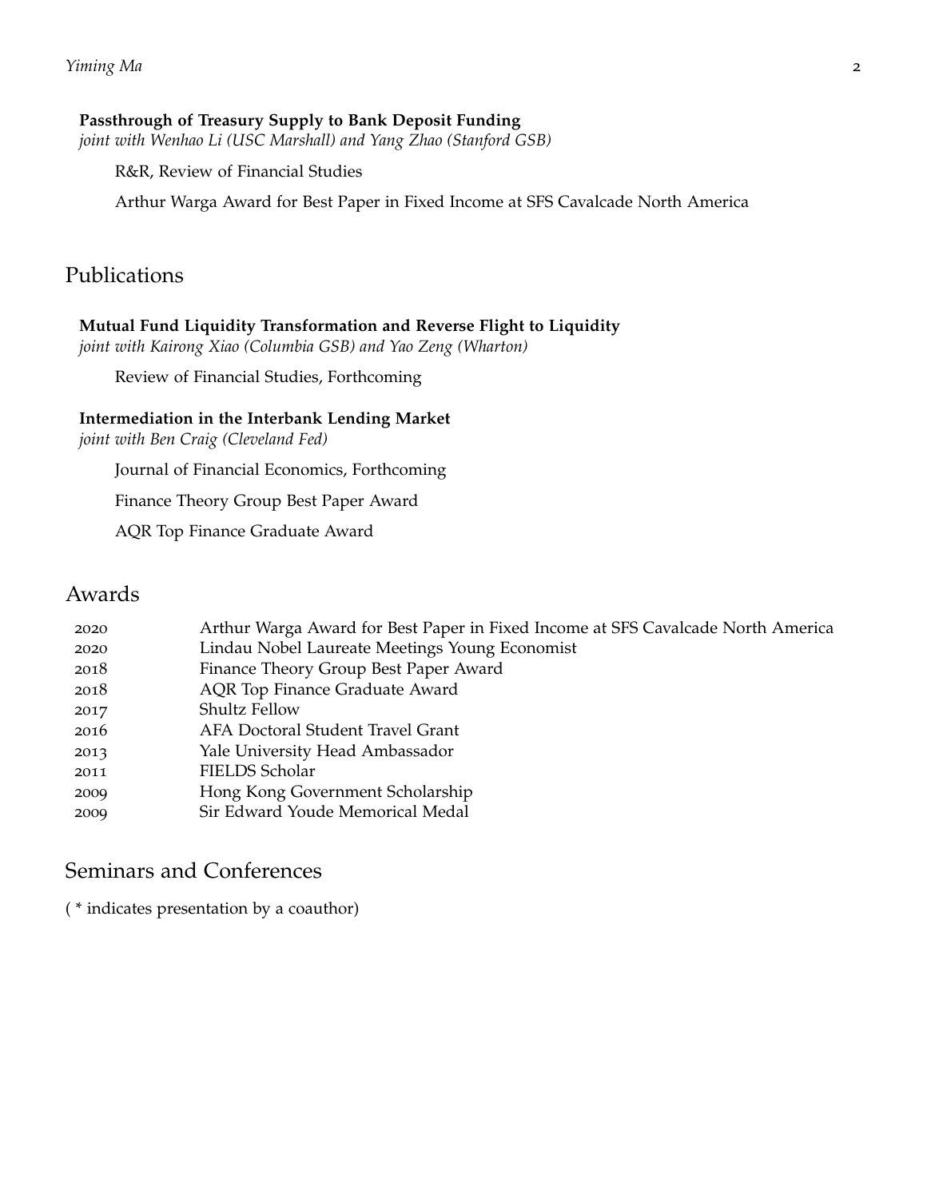**Passthrough of Treasury Supply to Bank Deposit Funding**
*joint with Wenhao Li (USC Marshall) and Yang Zhao (Stanford GSB)*

R&R, Review of Financial Studies

Arthur Warga Award for Best Paper in Fixed Income at SFS Cavalcade North America

## Publications

**Mutual Fund Liquidity Transformation and Reverse Flight to Liquidity**
*joint with Kairong Xiao (Columbia GSB) and Yao Zeng (Wharton)*

Review of Financial Studies, Forthcoming

**Intermediation in the Interbank Lending Market**
*joint with Ben Craig (Cleveland Fed)*

Journal of Financial Economics, Forthcoming

Finance Theory Group Best Paper Award

AQR Top Finance Graduate Award

## Awards

| | |
|---|---|
| 2020 | Arthur Warga Award for Best Paper in Fixed Income at SFS Cavalcade North America |
| 2020 | Lindau Nobel Laureate Meetings Young Economist |
| 2018 | Finance Theory Group Best Paper Award |
| 2018 | AQR Top Finance Graduate Award |
| 2017 | Shultz Fellow |
| 2016 | AFA Doctoral Student Travel Grant |
| 2013 | Yale University Head Ambassador |
| 2011 | FIELDS Scholar |
| 2009 | Hong Kong Government Scholarship |
| 2009 | Sir Edward Youde Memorical Medal |

## Seminars and Conferences

( * indicates presentation by a coauthor)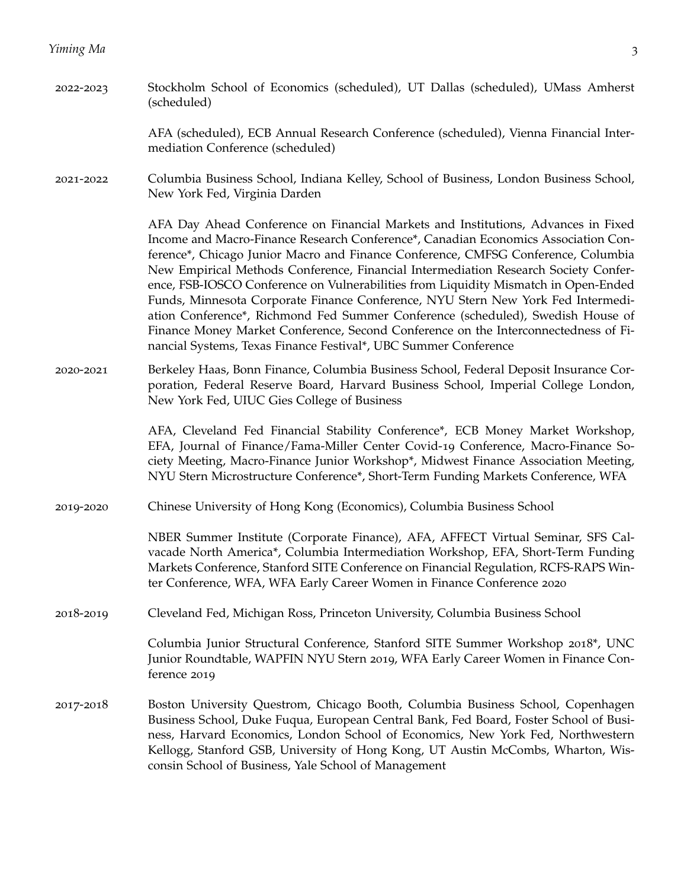**2022-2023**

Stockholm School of Economics (scheduled), UT Dallas (scheduled), UMass Amherst (scheduled)

AFA (scheduled), ECB Annual Research Conference (scheduled), Vienna Financial Intermediation Conference (scheduled)

**2021-2022**

Columbia Business School, Indiana Kelley, School of Business, London Business School, New York Fed, Virginia Darden

AFA Day Ahead Conference on Financial Markets and Institutions, Advances in Fixed Income and Macro-Finance Research Conference*, Canadian Economics Association Conference*, Chicago Junior Macro and Finance Conference, CMFSG Conference, Columbia New Empirical Methods Conference, Financial Intermediation Research Society Conference, FSB-IOSCO Conference on Vulnerabilities from Liquidity Mismatch in Open-Ended Funds, Minnesota Corporate Finance Conference, NYU Stern New York Fed Intermediation Conference*, Richmond Fed Summer Conference (scheduled), Swedish House of Finance Money Market Conference, Second Conference on the Interconnectedness of Financial Systems, Texas Finance Festival*, UBC Summer Conference

**2020-2021**

Berkeley Haas, Bonn Finance, Columbia Business School, Federal Deposit Insurance Corporation, Federal Reserve Board, Harvard Business School, Imperial College London, New York Fed, UIUC Gies College of Business

AFA, Cleveland Fed Financial Stability Conference*, ECB Money Market Workshop, EFA, Journal of Finance/Fama-Miller Center Covid-19 Conference, Macro-Finance Society Meeting, Macro-Finance Junior Workshop*, Midwest Finance Association Meeting, NYU Stern Microstructure Conference*, Short-Term Funding Markets Conference, WFA

**2019-2020**

Chinese University of Hong Kong (Economics), Columbia Business School

NBER Summer Institute (Corporate Finance), AFA, AFFECT Virtual Seminar, SFS Calvacade North America*, Columbia Intermediation Workshop, EFA, Short-Term Funding Markets Conference, Stanford SITE Conference on Financial Regulation, RCFS-RAPS Winter Conference, WFA, WFA Early Career Women in Finance Conference 2020

**2018-2019**

Cleveland Fed, Michigan Ross, Princeton University, Columbia Business School

Columbia Junior Structural Conference, Stanford SITE Summer Workshop 2018*, UNC Junior Roundtable, WAPFIN NYU Stern 2019, WFA Early Career Women in Finance Conference 2019

**2017-2018**

Boston University Questrom, Chicago Booth, Columbia Business School, Copenhagen Business School, Duke Fuqua, European Central Bank, Fed Board, Foster School of Business, Harvard Economics, London School of Economics, New York Fed, Northwestern Kellogg, Stanford GSB, University of Hong Kong, UT Austin McCombs, Wharton, Wisconsin School of Business, Yale School of Management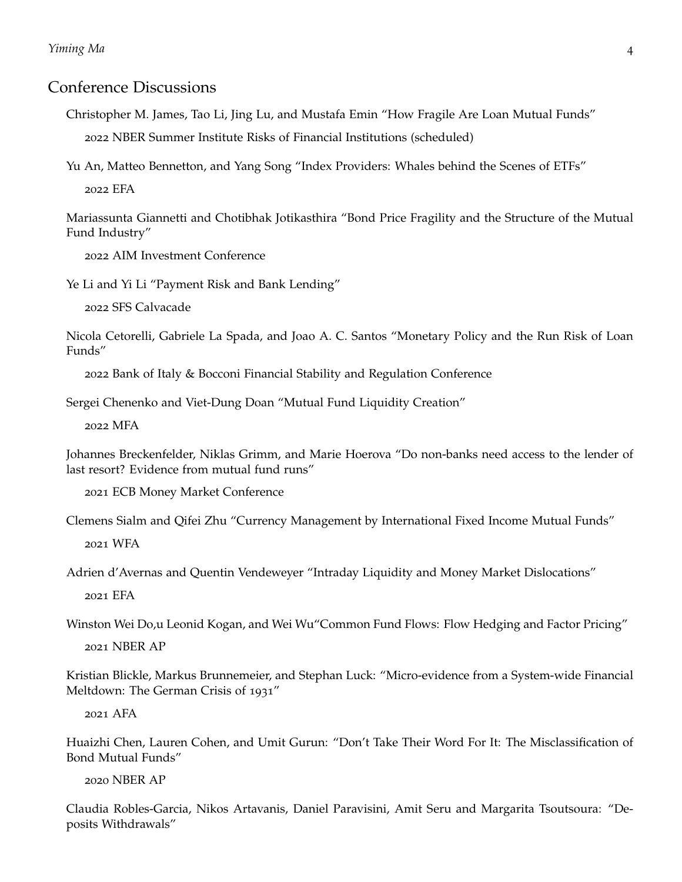## Conference Discussions

Christopher M. James, Tao Li, Jing Lu, and Mustafa Emin "How Fragile Are Loan Mutual Funds"

2022 NBER Summer Institute Risks of Financial Institutions (scheduled)

Yu An, Matteo Bennetton, and Yang Song "Index Providers: Whales behind the Scenes of ETFs"

2022 EFA

Mariassunta Giannetti and Chotibhak Jotikasthira "Bond Price Fragility and the Structure of the Mutual Fund Industry"

2022 AIM Investment Conference

Ye Li and Yi Li "Payment Risk and Bank Lending"

2022 SFS Calvacade

Nicola Cetorelli, Gabriele La Spada, and Joao A. C. Santos "Monetary Policy and the Run Risk of Loan Funds"

2022 Bank of Italy & Bocconi Financial Stability and Regulation Conference

Sergei Chenenko and Viet-Dung Doan "Mutual Fund Liquidity Creation"

2022 MFA

Johannes Breckenfelder, Niklas Grimm, and Marie Hoerova "Do non-banks need access to the lender of last resort? Evidence from mutual fund runs"

2021 ECB Money Market Conference

Clemens Sialm and Qifei Zhu "Currency Management by International Fixed Income Mutual Funds"

2021 WFA

Adrien d'Avernas and Quentin Vendeweyer "Intraday Liquidity and Money Market Dislocations"

2021 EFA

Winston Wei Do,u Leonid Kogan, and Wei Wu"Common Fund Flows: Flow Hedging and Factor Pricing"

2021 NBER AP

Kristian Blickle, Markus Brunnemeier, and Stephan Luck: "Micro-evidence from a System-wide Financial Meltdown: The German Crisis of 1931"

2021 AFA

Huaizhi Chen, Lauren Cohen, and Umit Gurun: "Don't Take Their Word For It: The Misclassification of Bond Mutual Funds"

2020 NBER AP

Claudia Robles-Garcia, Nikos Artavanis, Daniel Paravisini, Amit Seru and Margarita Tsoutsoura: "Deposits Withdrawals"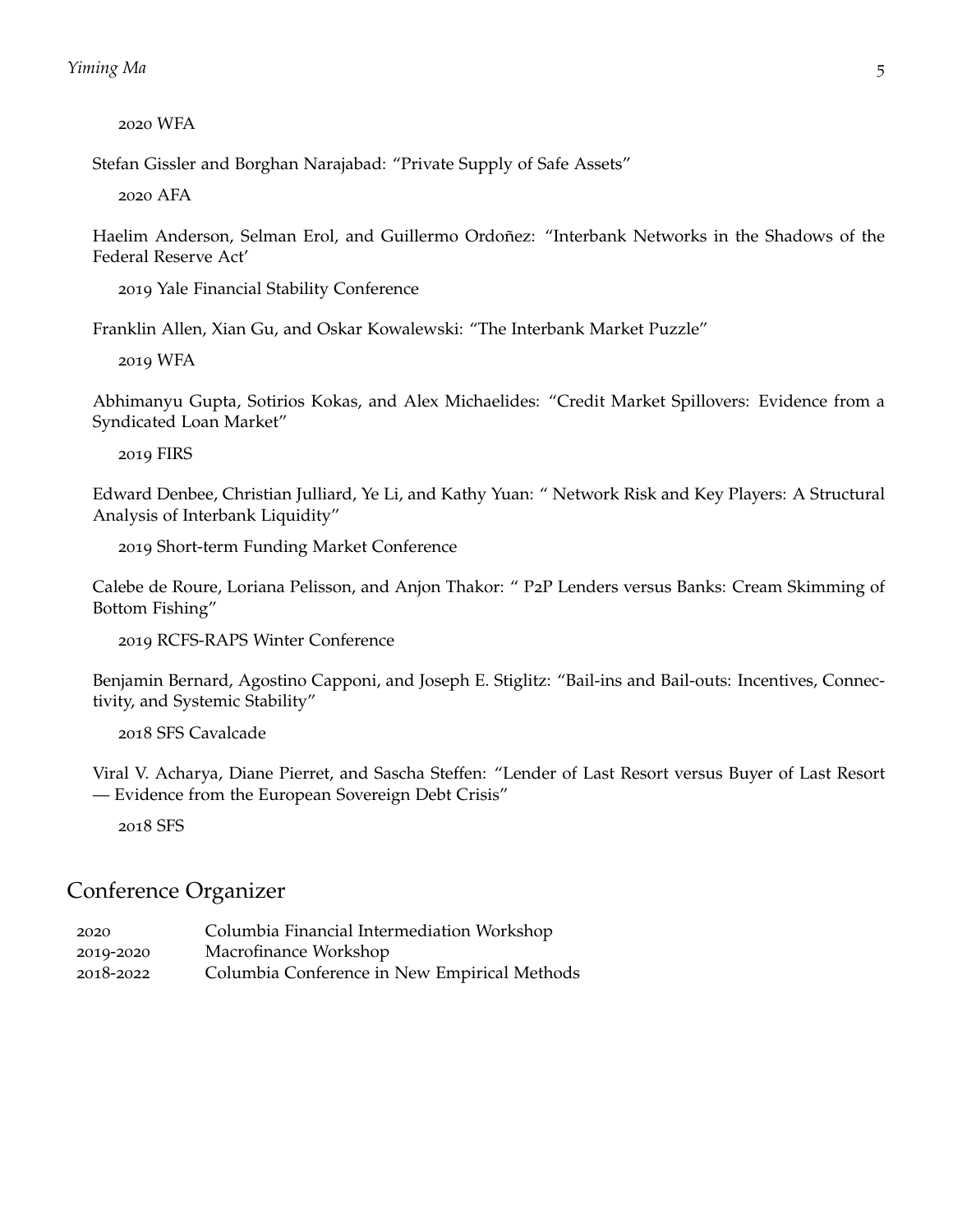2020 WFA

Stefan Gissler and Borghan Narajabad: "Private Supply of Safe Assets"

2020 AFA

Haelim Anderson, Selman Erol, and Guillermo Ordoñez: "Interbank Networks in the Shadows of the Federal Reserve Act'

2019 Yale Financial Stability Conference

Franklin Allen, Xian Gu, and Oskar Kowalewski: "The Interbank Market Puzzle"

2019 WFA

Abhimanyu Gupta, Sotirios Kokas, and Alex Michaelides: "Credit Market Spillovers: Evidence from a Syndicated Loan Market"

2019 FIRS

Edward Denbee, Christian Julliard, Ye Li, and Kathy Yuan: " Network Risk and Key Players: A Structural Analysis of Interbank Liquidity"

2019 Short-term Funding Market Conference

Calebe de Roure, Loriana Pelisson, and Anjon Thakor: " P2P Lenders versus Banks: Cream Skimming of Bottom Fishing"

2019 RCFS-RAPS Winter Conference

Benjamin Bernard, Agostino Capponi, and Joseph E. Stiglitz: "Bail-ins and Bail-outs: Incentives, Connectivity, and Systemic Stability"

2018 SFS Cavalcade

Viral V. Acharya, Diane Pierret, and Sascha Steffen: "Lender of Last Resort versus Buyer of Last Resort — Evidence from the European Sovereign Debt Crisis"

2018 SFS

## Conference Organizer

| | |
|---|---|
| 2020 | Columbia Financial Intermediation Workshop |
| 2019-2020 | Macrofinance Workshop |
| 2018-2022 | Columbia Conference in New Empirical Methods |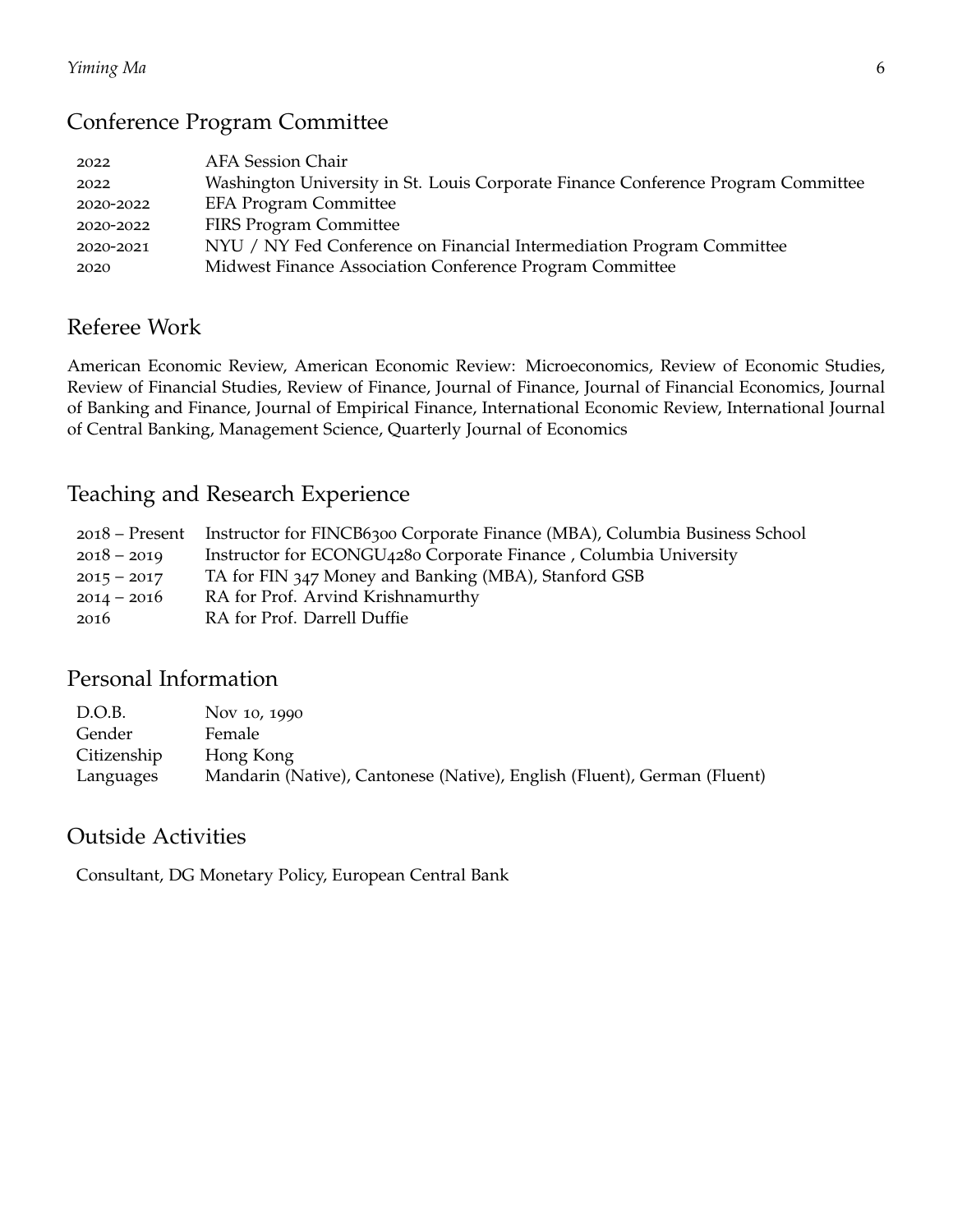## Conference Program Committee

| | |
|---|---|
| 2022 | AFA Session Chair |
| 2022 | Washington University in St. Louis Corporate Finance Conference Program Committee |
| 2020-2022 | EFA Program Committee |
| 2020-2022 | FIRS Program Committee |
| 2020-2021 | NYU / NY Fed Conference on Financial Intermediation Program Committee |
| 2020 | Midwest Finance Association Conference Program Committee |

## Referee Work

American Economic Review, American Economic Review: Microeconomics, Review of Economic Studies, Review of Financial Studies, Review of Finance, Journal of Finance, Journal of Financial Economics, Journal of Banking and Finance, Journal of Empirical Finance, International Economic Review, International Journal of Central Banking, Management Science, Quarterly Journal of Economics

## Teaching and Research Experience

| | |
|---|---|
| 2018 – Present | Instructor for FINCB6300 Corporate Finance (MBA), Columbia Business School |
| 2018 – 2019 | Instructor for ECONGU4280 Corporate Finance , Columbia University |
| 2015 – 2017 | TA for FIN 347 Money and Banking (MBA), Stanford GSB |
| 2014 – 2016 | RA for Prof. Arvind Krishnamurthy |
| 2016 | RA for Prof. Darrell Duffie |

## Personal Information

| | |
|---|---|
| D.O.B. | Nov 10, 1990 |
| Gender | Female |
| Citizenship | Hong Kong |
| Languages | Mandarin (Native), Cantonese (Native), English (Fluent), German (Fluent) |

## Outside Activities

Consultant, DG Monetary Policy, European Central Bank